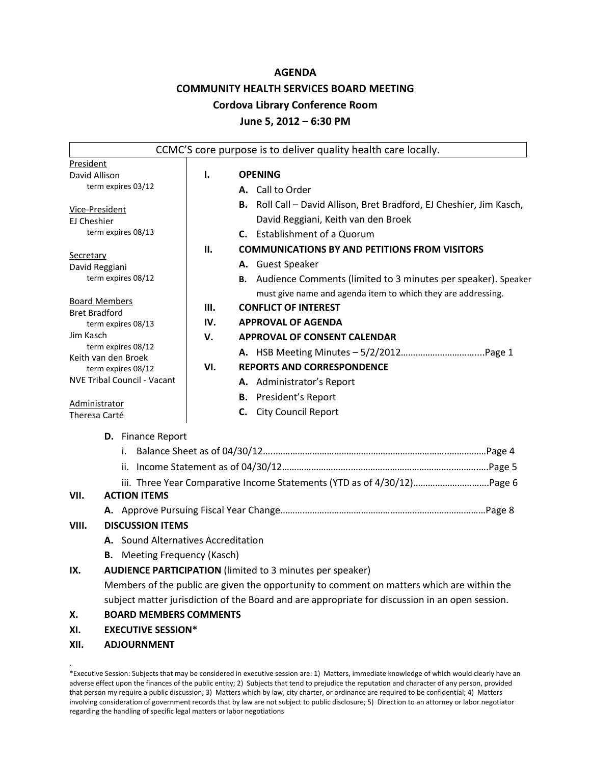# AGENDA

## COMMUNITY HEALTH SERVICES BOARD MEETING

## Cordova Library Conference Room

## June 5, 2012 – 6:30 PM

CCMC'S core purpose is to deliver quality health care locally.

President
David Allison
term expires 03/12

Vice-President
EJ Cheshier
term expires 08/13

Secretary
David Reggiani
term expires 08/12

Board Members
Bret Bradford
term expires 08/13
Jim Kasch
term expires 08/12
Keith van den Broek
term expires 08/12
NVE Tribal Council - Vacant

Administrator
Theresa Carté

**I. OPENING**
- **A.** Call to Order
- **B.** Roll Call – David Allison, Bret Bradford, EJ Cheshier, Jim Kasch, David Reggiani, Keith van den Broek
- **C.** Establishment of a Quorum

**II. COMMUNICATIONS BY AND PETITIONS FROM VISITORS**
- **A.** Guest Speaker
- **B.** Audience Comments (limited to 3 minutes per speaker). Speaker must give name and agenda item to which they are addressing.

**III. CONFLICT OF INTEREST**

**IV. APPROVAL OF AGENDA**

**V. APPROVAL OF CONSENT CALENDAR**
- **A.** HSB Meeting Minutes – 5/2/2012…………………………….....Page 1

**VI. REPORTS AND CORRESPONDENCE**
- **A.** Administrator's Report
- **B.** President's Report
- **C.** City Council Report
- **D.** Finance Report
  - i. Balance Sheet as of 04/30/12………………………………………………………………..……………Page 4
  - ii. Income Statement as of 04/30/12……………………………………………………………..………..Page 5
  - iii. Three Year Comparative Income Statements (YTD as of 4/30/12)…………………………Page 6

**VII. ACTION ITEMS**
- **A.** Approve Pursuing Fiscal Year Change………………………………………………………………………Page 8

**VIII. DISCUSSION ITEMS**
- **A.** Sound Alternatives Accreditation
- **B.** Meeting Frequency (Kasch)

**IX. AUDIENCE PARTICIPATION** (limited to 3 minutes per speaker)
Members of the public are given the opportunity to comment on matters which are within the subject matter jurisdiction of the Board and are appropriate for discussion in an open session.

**X. BOARD MEMBERS COMMENTS**

**XI. EXECUTIVE SESSION***

**XII. ADJOURNMENT**

*Executive Session: Subjects that may be considered in executive session are: 1) Matters, immediate knowledge of which would clearly have an adverse effect upon the finances of the public entity; 2) Subjects that tend to prejudice the reputation and character of any person, provided that person my require a public discussion; 3) Matters which by law, city charter, or ordinance are required to be confidential; 4) Matters involving consideration of government records that by law are not subject to public disclosure; 5) Direction to an attorney or labor negotiator regarding the handling of specific legal matters or labor negotiations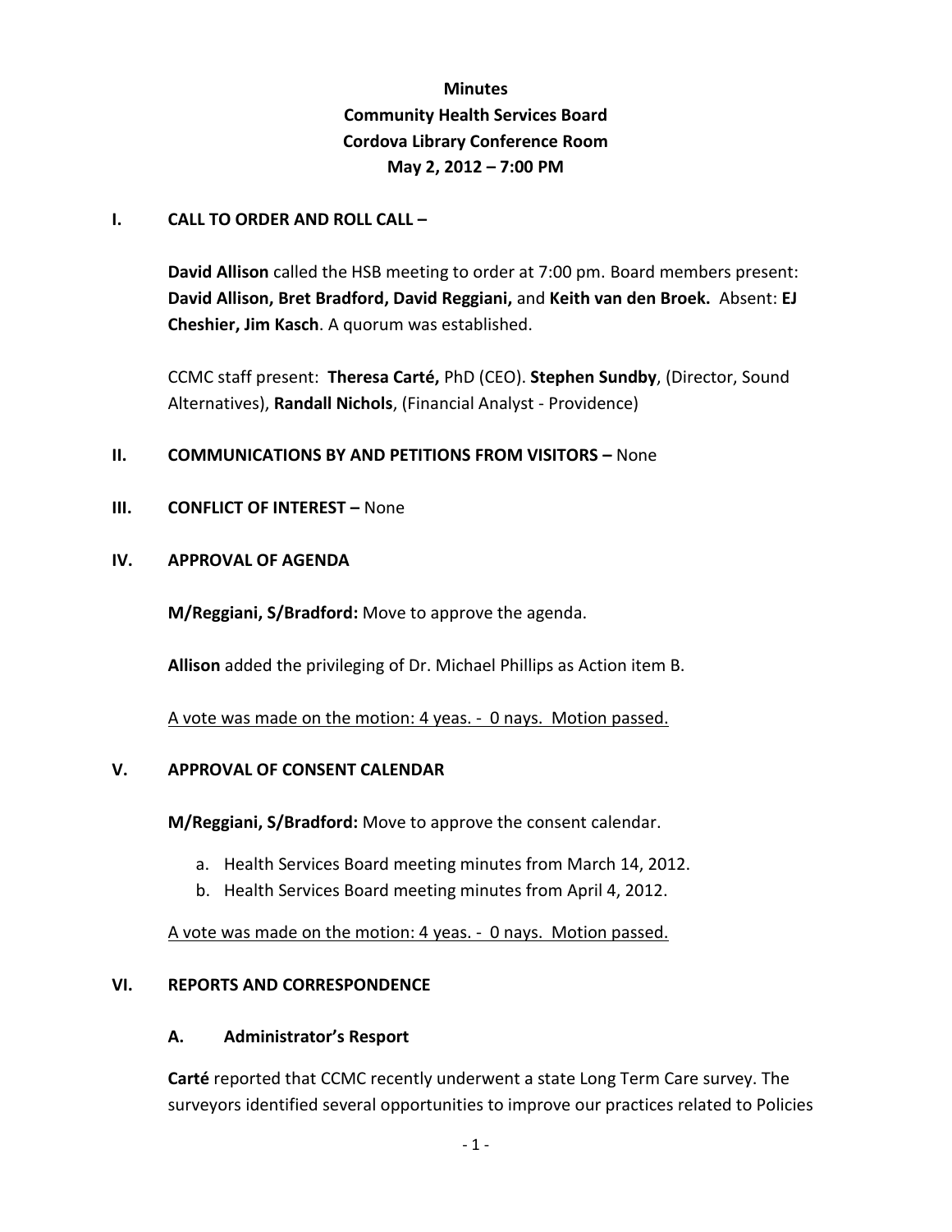**Minutes**
**Community Health Services Board**
**Cordova Library Conference Room**
**May 2, 2012 – 7:00 PM**

## I. CALL TO ORDER AND ROLL CALL –

**David Allison** called the HSB meeting to order at 7:00 pm. Board members present: **David Allison, Bret Bradford, David Reggiani,** and **Keith van den Broek.** Absent: **EJ Cheshier, Jim Kasch**. A quorum was established.

CCMC staff present: **Theresa Carté,** PhD (CEO). **Stephen Sundby**, (Director, Sound Alternatives), **Randall Nichols**, (Financial Analyst - Providence)

## II. COMMUNICATIONS BY AND PETITIONS FROM VISITORS – None

## III. CONFLICT OF INTEREST – None

## IV. APPROVAL OF AGENDA

**M/Reggiani, S/Bradford:** Move to approve the agenda.

**Allison** added the privileging of Dr. Michael Phillips as Action item B.

A vote was made on the motion: 4 yeas. - 0 nays. Motion passed.

## V. APPROVAL OF CONSENT CALENDAR

**M/Reggiani, S/Bradford:** Move to approve the consent calendar.

a. Health Services Board meeting minutes from March 14, 2012.
b. Health Services Board meeting minutes from April 4, 2012.

A vote was made on the motion: 4 yeas. - 0 nays. Motion passed.

## VI. REPORTS AND CORRESPONDENCE

### A. Administrator's Resport

**Carté** reported that CCMC recently underwent a state Long Term Care survey. The surveyors identified several opportunities to improve our practices related to Policies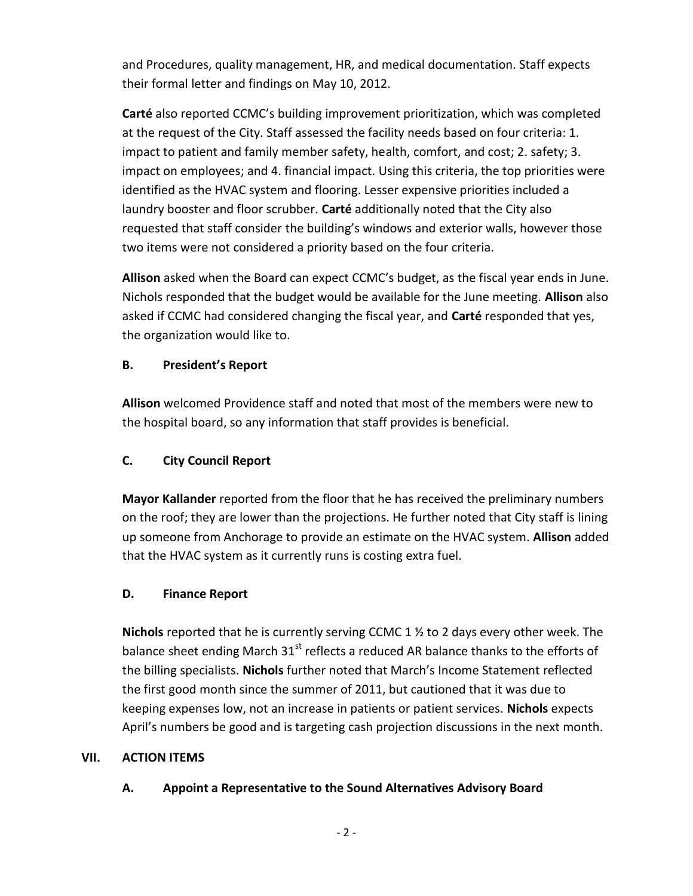and Procedures, quality management, HR, and medical documentation. Staff expects their formal letter and findings on May 10, 2012.

**Carté** also reported CCMC's building improvement prioritization, which was completed at the request of the City. Staff assessed the facility needs based on four criteria: 1. impact to patient and family member safety, health, comfort, and cost; 2. safety; 3. impact on employees; and 4. financial impact. Using this criteria, the top priorities were identified as the HVAC system and flooring. Lesser expensive priorities included a laundry booster and floor scrubber. **Carté** additionally noted that the City also requested that staff consider the building's windows and exterior walls, however those two items were not considered a priority based on the four criteria.

**Allison** asked when the Board can expect CCMC's budget, as the fiscal year ends in June. Nichols responded that the budget would be available for the June meeting. **Allison** also asked if CCMC had considered changing the fiscal year, and **Carté** responded that yes, the organization would like to.

### B. President's Report

**Allison** welcomed Providence staff and noted that most of the members were new to the hospital board, so any information that staff provides is beneficial.

### C. City Council Report

**Mayor Kallander** reported from the floor that he has received the preliminary numbers on the roof; they are lower than the projections. He further noted that City staff is lining up someone from Anchorage to provide an estimate on the HVAC system. **Allison** added that the HVAC system as it currently runs is costing extra fuel.

### D. Finance Report

**Nichols** reported that he is currently serving CCMC 1 ½ to 2 days every other week. The balance sheet ending March 31st reflects a reduced AR balance thanks to the efforts of the billing specialists. **Nichols** further noted that March's Income Statement reflected the first good month since the summer of 2011, but cautioned that it was due to keeping expenses low, not an increase in patients or patient services. **Nichols** expects April's numbers be good and is targeting cash projection discussions in the next month.

## VII. ACTION ITEMS

### A. Appoint a Representative to the Sound Alternatives Advisory Board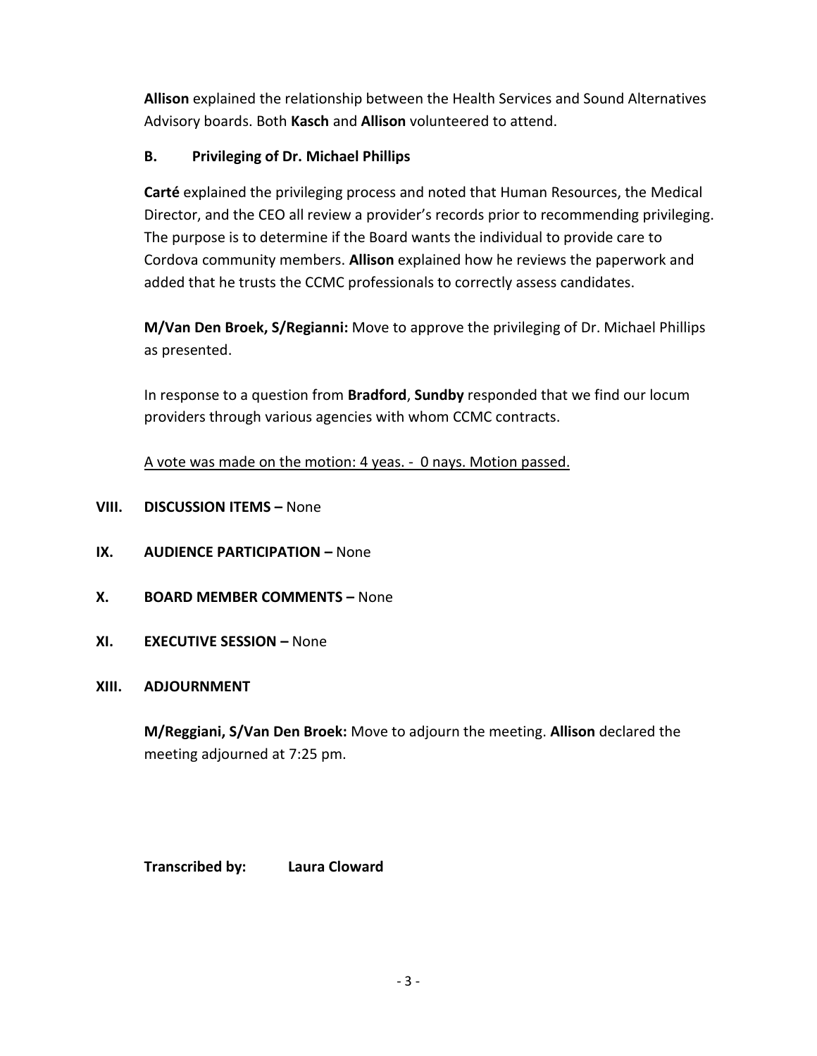**Allison** explained the relationship between the Health Services and Sound Alternatives Advisory boards. Both **Kasch** and **Allison** volunteered to attend.

### B. Privileging of Dr. Michael Phillips

**Carté** explained the privileging process and noted that Human Resources, the Medical Director, and the CEO all review a provider's records prior to recommending privileging. The purpose is to determine if the Board wants the individual to provide care to Cordova community members. **Allison** explained how he reviews the paperwork and added that he trusts the CCMC professionals to correctly assess candidates.

**M/Van Den Broek, S/Regianni:** Move to approve the privileging of Dr. Michael Phillips as presented.

In response to a question from **Bradford**, **Sundby** responded that we find our locum providers through various agencies with whom CCMC contracts.

<u>A vote was made on the motion: 4 yeas. - 0 nays. Motion passed.</u>

## VIII. DISCUSSION ITEMS – None

## IX. AUDIENCE PARTICIPATION – None

## X. BOARD MEMBER COMMENTS – None

## XI. EXECUTIVE SESSION – None

## XIII. ADJOURNMENT

**M/Reggiani, S/Van Den Broek:** Move to adjourn the meeting. **Allison** declared the meeting adjourned at 7:25 pm.

**Transcribed by:** **Laura Cloward**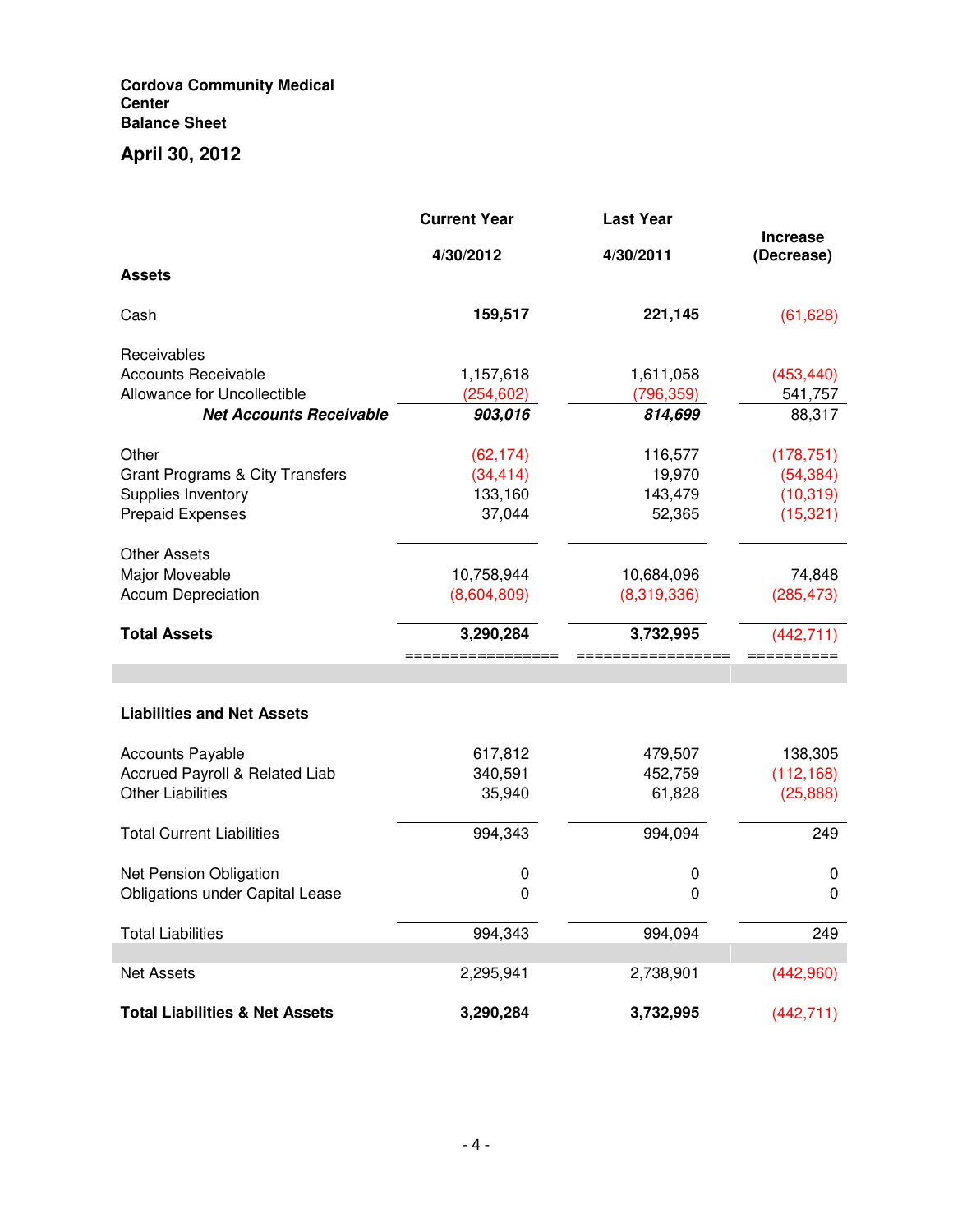**Cordova Community Medical Center**
**Balance Sheet**

## April 30, 2012

| | Current Year 4/30/2012 | Last Year 4/30/2011 | Increase (Decrease) |
|---|---|---|---|
| **Assets** | | | |
| Cash | **159,517** | **221,145** | (61,628) |
| Receivables | | | |
| Accounts Receivable | 1,157,618 | 1,611,058 | (453,440) |
| Allowance for Uncollectible | (254,602) | (796,359) | 541,757 |
| ***Net Accounts Receivable*** | ***903,016*** | ***814,699*** | 88,317 |
| Other | (62,174) | 116,577 | (178,751) |
| Grant Programs & City Transfers | (34,414) | 19,970 | (54,384) |
| Supplies Inventory | 133,160 | 143,479 | (10,319) |
| Prepaid Expenses | 37,044 | 52,365 | (15,321) |
| Other Assets | | | |
| Major Moveable | 10,758,944 | 10,684,096 | 74,848 |
| Accum Depreciation | (8,604,809) | (8,319,336) | (285,473) |
| **Total Assets** | **3,290,284** | **3,732,995** | (442,711) |
| **Liabilities and Net Assets** | | | |
| Accounts Payable | 617,812 | 479,507 | 138,305 |
| Accrued Payroll & Related Liab | 340,591 | 452,759 | (112,168) |
| Other Liabilities | 35,940 | 61,828 | (25,888) |
| Total Current Liabilities | 994,343 | 994,094 | 249 |
| Net Pension Obligation | 0 | 0 | 0 |
| Obligations under Capital Lease | 0 | 0 | 0 |
| Total Liabilities | 994,343 | 994,094 | 249 |
| Net Assets | 2,295,941 | 2,738,901 | (442,960) |
| **Total Liabilities & Net Assets** | **3,290,284** | **3,732,995** | (442,711) |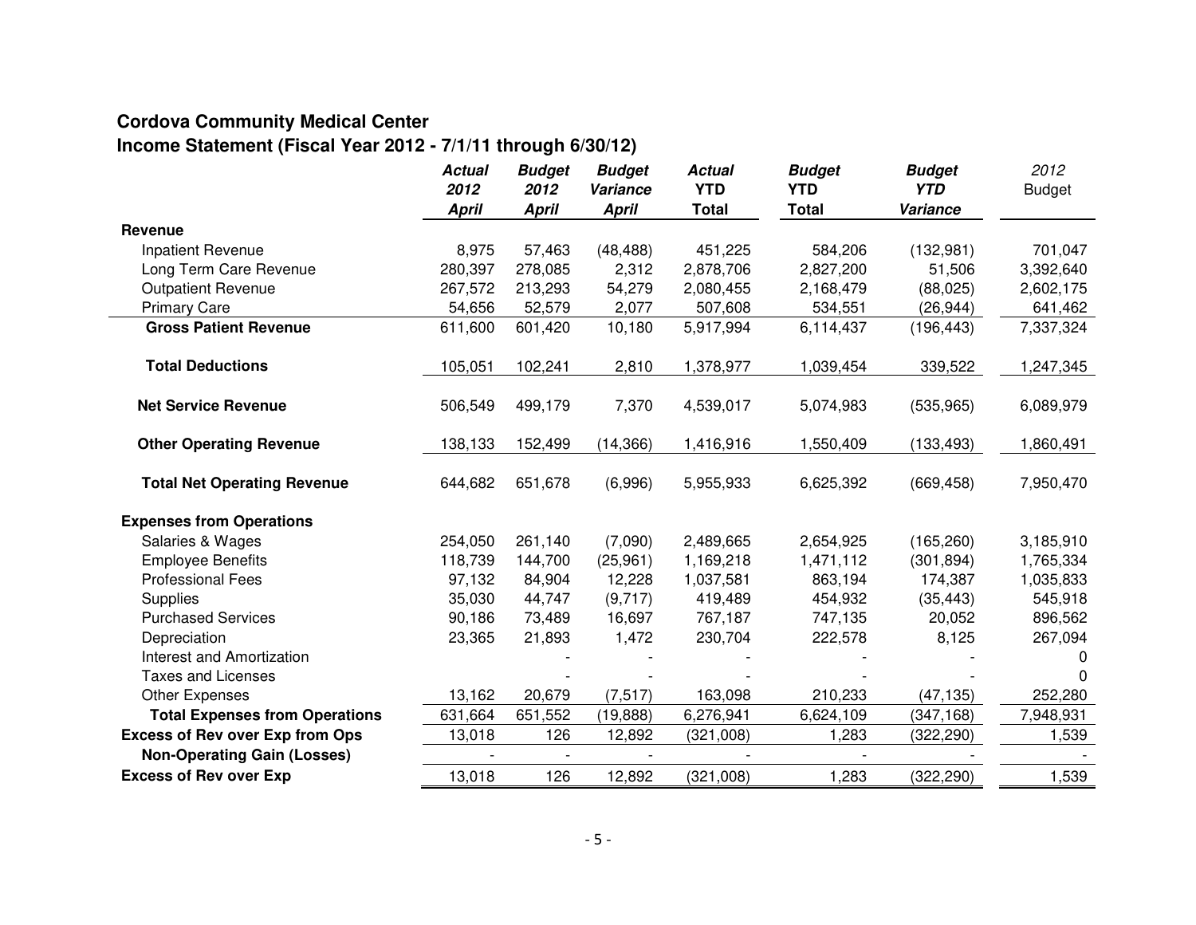## Cordova Community Medical Center

### Income Statement (Fiscal Year 2012 - 7/1/11 through 6/30/12)

| | *Actual 2012 April* | *Budget 2012 April* | *Budget Variance April* | *Actual YTD Total* | *Budget YTD Total* | *Budget YTD Variance* | 2012 Budget |
|---|---|---|---|---|---|---|---|
| **Revenue** | | | | | | | |
| Inpatient Revenue | 8,975 | 57,463 | (48,488) | 451,225 | 584,206 | (132,981) | 701,047 |
| Long Term Care Revenue | 280,397 | 278,085 | 2,312 | 2,878,706 | 2,827,200 | 51,506 | 3,392,640 |
| Outpatient Revenue | 267,572 | 213,293 | 54,279 | 2,080,455 | 2,168,479 | (88,025) | 2,602,175 |
| Primary Care | 54,656 | 52,579 | 2,077 | 507,608 | 534,551 | (26,944) | 641,462 |
| **Gross Patient Revenue** | 611,600 | 601,420 | 10,180 | 5,917,994 | 6,114,437 | (196,443) | 7,337,324 |
| **Total Deductions** | 105,051 | 102,241 | 2,810 | 1,378,977 | 1,039,454 | 339,522 | 1,247,345 |
| **Net Service Revenue** | 506,549 | 499,179 | 7,370 | 4,539,017 | 5,074,983 | (535,965) | 6,089,979 |
| **Other Operating Revenue** | 138,133 | 152,499 | (14,366) | 1,416,916 | 1,550,409 | (133,493) | 1,860,491 |
| **Total Net Operating Revenue** | 644,682 | 651,678 | (6,996) | 5,955,933 | 6,625,392 | (669,458) | 7,950,470 |
| **Expenses from Operations** | | | | | | | |
| Salaries & Wages | 254,050 | 261,140 | (7,090) | 2,489,665 | 2,654,925 | (165,260) | 3,185,910 |
| Employee Benefits | 118,739 | 144,700 | (25,961) | 1,169,218 | 1,471,112 | (301,894) | 1,765,334 |
| Professional Fees | 97,132 | 84,904 | 12,228 | 1,037,581 | 863,194 | 174,387 | 1,035,833 |
| Supplies | 35,030 | 44,747 | (9,717) | 419,489 | 454,932 | (35,443) | 545,918 |
| Purchased Services | 90,186 | 73,489 | 16,697 | 767,187 | 747,135 | 20,052 | 896,562 |
| Depreciation | 23,365 | 21,893 | 1,472 | 230,704 | 222,578 | 8,125 | 267,094 |
| Interest and Amortization | | - | - | - | - | - | 0 |
| Taxes and Licenses | | - | - | - | - | - | 0 |
| Other Expenses | 13,162 | 20,679 | (7,517) | 163,098 | 210,233 | (47,135) | 252,280 |
| **Total Expenses from Operations** | 631,664 | 651,552 | (19,888) | 6,276,941 | 6,624,109 | (347,168) | 7,948,931 |
| **Excess of Rev over Exp from Ops** | 13,018 | 126 | 12,892 | (321,008) | 1,283 | (322,290) | 1,539 |
| **Non-Operating Gain (Losses)** | - | - | - | - | - | - | - |
| **Excess of Rev over Exp** | 13,018 | 126 | 12,892 | (321,008) | 1,283 | (322,290) | 1,539 |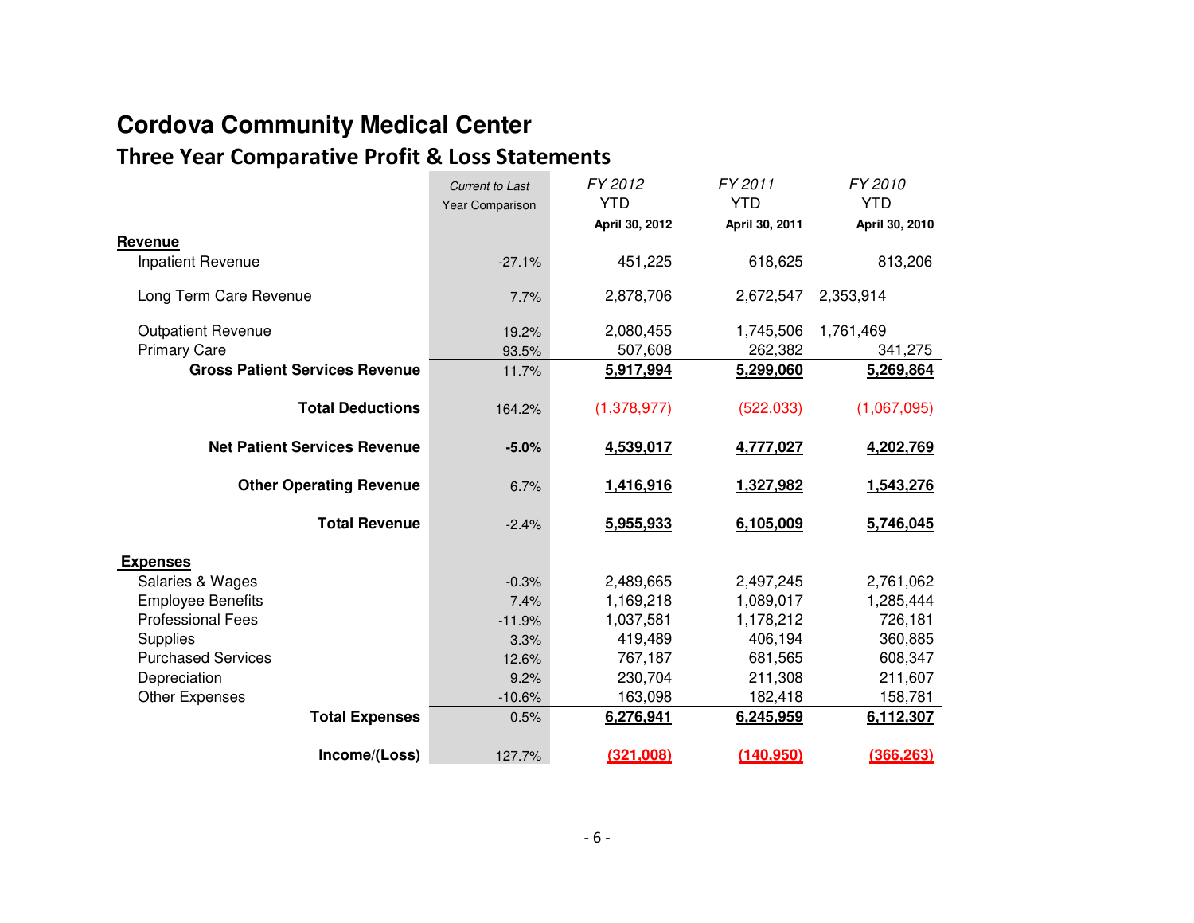# Cordova Community Medical Center

## Three Year Comparative Profit & Loss Statements

| | *Current to Last Year Comparison* | *FY 2012* YTD **April 30, 2012** | *FY 2011* YTD **April 30, 2011** | *FY 2010* YTD **April 30, 2010** |
|---|---|---|---|---|
| **Revenue** | | | | |
| Inpatient Revenue | -27.1% | 451,225 | 618,625 | 813,206 |
| Long Term Care Revenue | 7.7% | 2,878,706 | 2,672,547 | 2,353,914 |
| Outpatient Revenue | 19.2% | 2,080,455 | 1,745,506 | 1,761,469 |
| Primary Care | 93.5% | 507,608 | 262,382 | 341,275 |
| **Gross Patient Services Revenue** | 11.7% | **5,917,994** | **5,299,060** | **5,269,864** |
| **Total Deductions** | 164.2% | (1,378,977) | (522,033) | (1,067,095) |
| **Net Patient Services Revenue** | **-5.0%** | **4,539,017** | **4,777,027** | **4,202,769** |
| **Other Operating Revenue** | 6.7% | **1,416,916** | **1,327,982** | **1,543,276** |
| **Total Revenue** | -2.4% | **5,955,933** | **6,105,009** | **5,746,045** |
| **Expenses** | | | | |
| Salaries & Wages | -0.3% | 2,489,665 | 2,497,245 | 2,761,062 |
| Employee Benefits | 7.4% | 1,169,218 | 1,089,017 | 1,285,444 |
| Professional Fees | -11.9% | 1,037,581 | 1,178,212 | 726,181 |
| Supplies | 3.3% | 419,489 | 406,194 | 360,885 |
| Purchased Services | 12.6% | 767,187 | 681,565 | 608,347 |
| Depreciation | 9.2% | 230,704 | 211,308 | 211,607 |
| Other Expenses | -10.6% | 163,098 | 182,418 | 158,781 |
| **Total Expenses** | 0.5% | **6,276,941** | **6,245,959** | **6,112,307** |
| **Income/(Loss)** | 127.7% | **(321,008)** | **(140,950)** | **(366,263)** |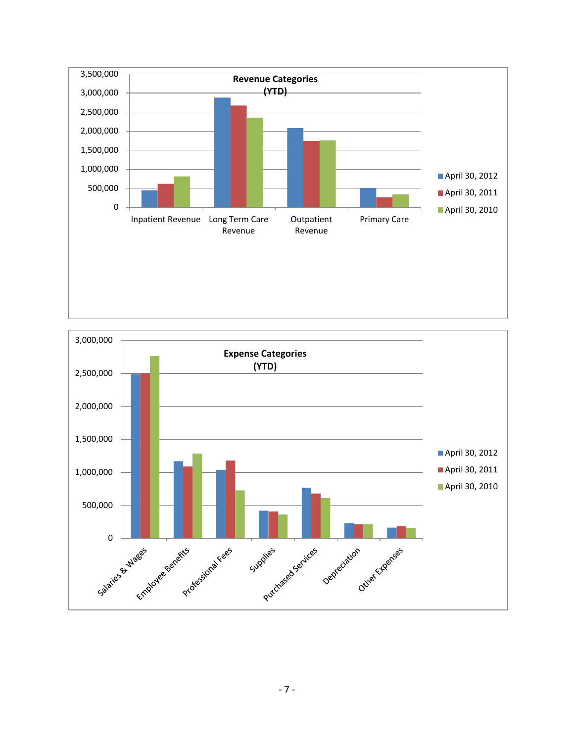**Revenue Categories (YTD)**

Categories: Inpatient Revenue, Long Term Care Revenue, Outpatient Revenue, Primary Care

Legend: April 30, 2012; April 30, 2011; April 30, 2010

**Expense Categories (YTD)**

Categories: Salaries & Wages, Employee Benefits, Professional Fees, Supplies, Purchased Services, Depreciation, Other Expenses

Legend: April 30, 2012; April 30, 2011; April 30, 2010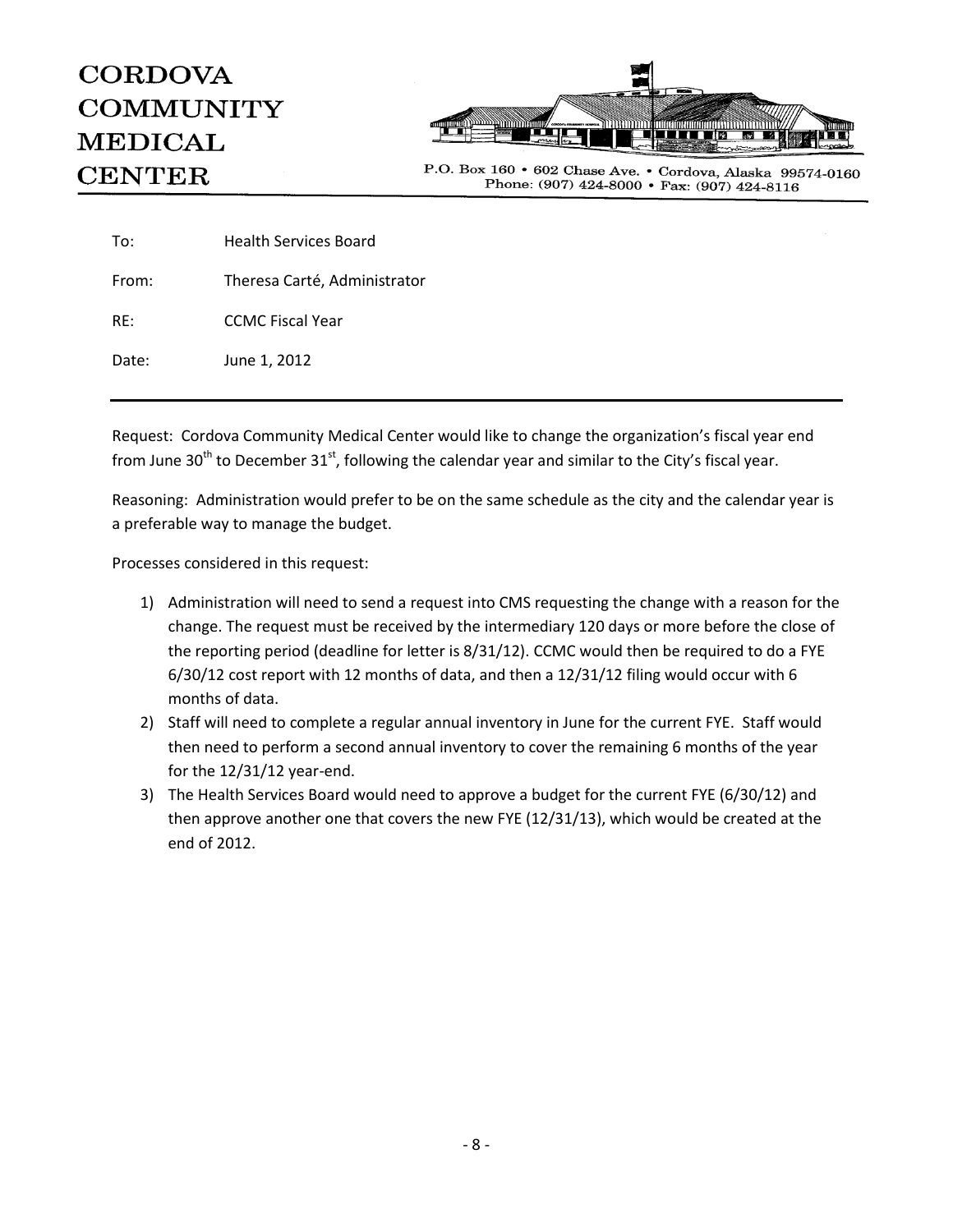# CORDOVA COMMUNITY MEDICAL CENTER

P.O. Box 160 • 602 Chase Ave. • Cordova, Alaska 99574-0160
Phone: (907) 424-8000 • Fax: (907) 424-8116

To: Health Services Board

From: Theresa Carté, Administrator

RE: CCMC Fiscal Year

Date: June 1, 2012

---

Request: Cordova Community Medical Center would like to change the organization's fiscal year end from June 30th to December 31st, following the calendar year and similar to the City's fiscal year.

Reasoning: Administration would prefer to be on the same schedule as the city and the calendar year is a preferable way to manage the budget.

Processes considered in this request:

1) Administration will need to send a request into CMS requesting the change with a reason for the change. The request must be received by the intermediary 120 days or more before the close of the reporting period (deadline for letter is 8/31/12). CCMC would then be required to do a FYE 6/30/12 cost report with 12 months of data, and then a 12/31/12 filing would occur with 6 months of data.
2) Staff will need to complete a regular annual inventory in June for the current FYE. Staff would then need to perform a second annual inventory to cover the remaining 6 months of the year for the 12/31/12 year-end.
3) The Health Services Board would need to approve a budget for the current FYE (6/30/12) and then approve another one that covers the new FYE (12/31/13), which would be created at the end of 2012.